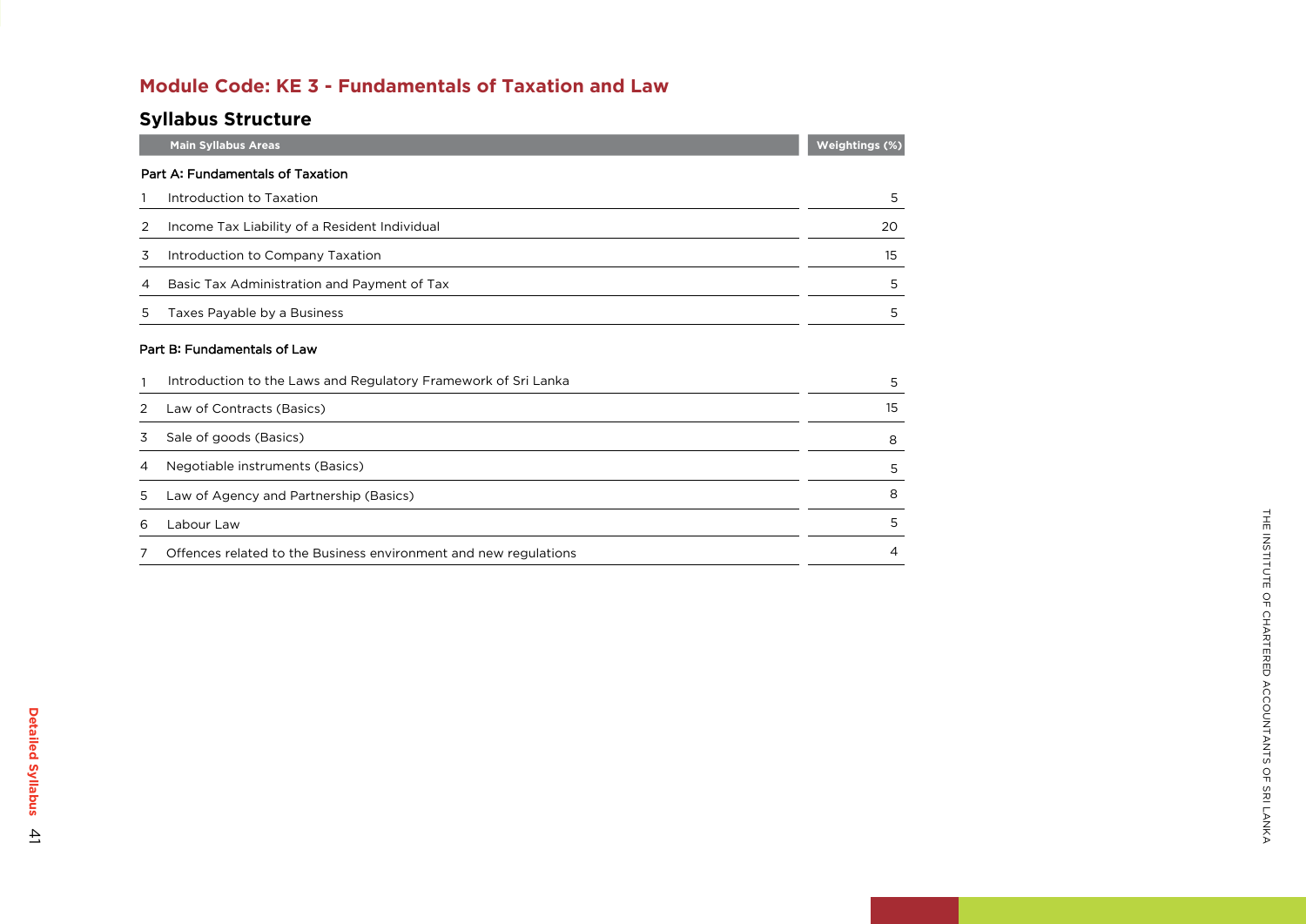## Module Code: KE 3 - Fundamentals of Taxation and Law

### Syllabus Structure

| Main Syllabus Areas | | Weightings (%) |
|---|---|---|
| **Part A: Fundamentals of Taxation** | | |
| 1 | Introduction to Taxation | 5 |
| 2 | Income Tax Liability of a Resident Individual | 20 |
| 3 | Introduction to Company Taxation | 15 |
| 4 | Basic Tax Administration and Payment of Tax | 5 |
| 5 | Taxes Payable by a Business | 5 |
| **Part B: Fundamentals of Law** | | |
| 1 | Introduction to the Laws and Regulatory Framework of Sri Lanka | 5 |
| 2 | Law of Contracts (Basics) | 15 |
| 3 | Sale of goods (Basics) | 8 |
| 4 | Negotiable instruments (Basics) | 5 |
| 5 | Law of Agency and Partnership (Basics) | 8 |
| 6 | Labour Law | 5 |
| 7 | Offences related to the Business environment and new regulations | 4 |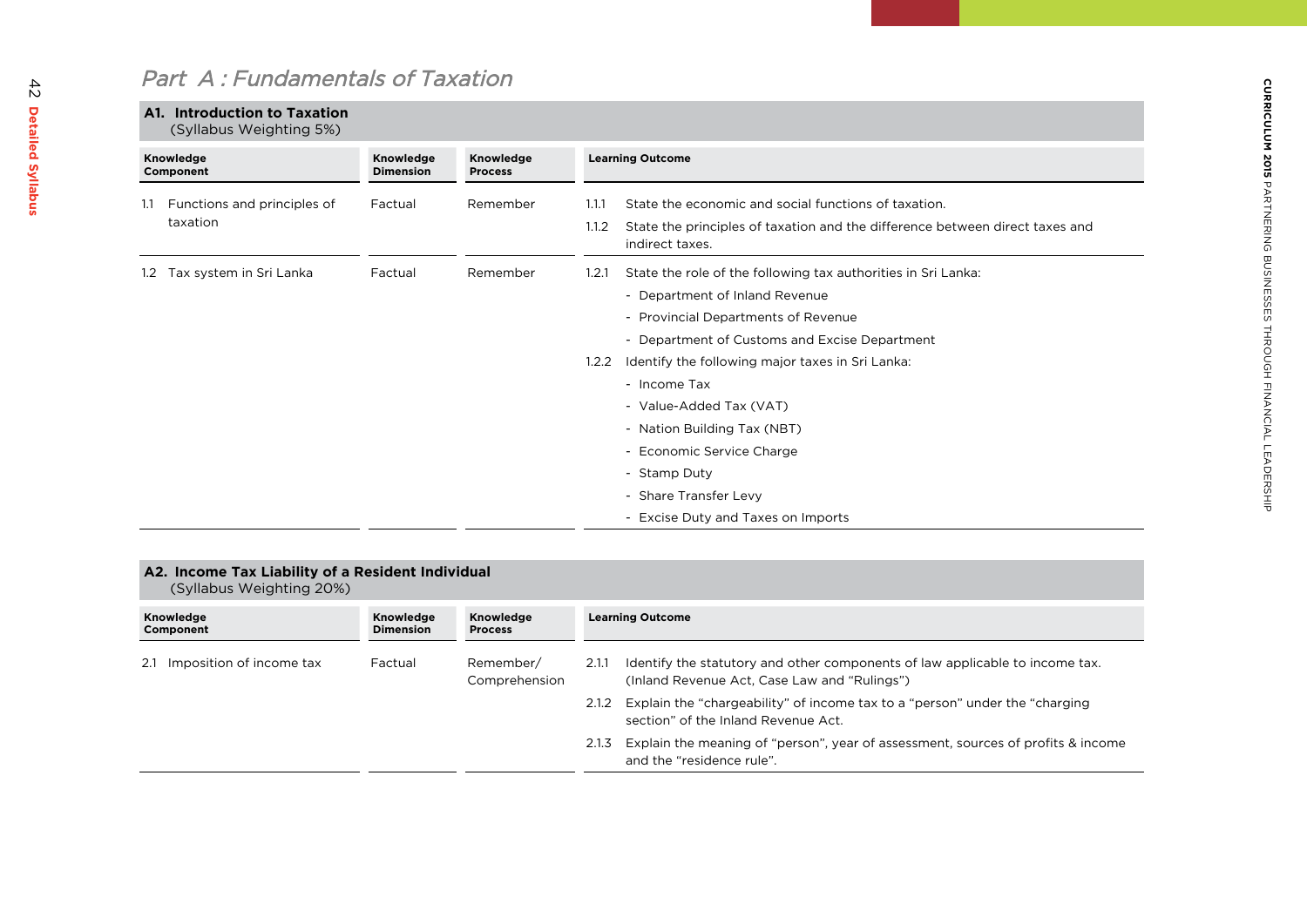# Part A : Fundamentals of Taxation

## A1. Introduction to Taxation
(Syllabus Weighting 5%)

| Knowledge Component | Knowledge Dimension | Knowledge Process | Learning Outcome |
|---|---|---|---|
| 1.1 Functions and principles of taxation | Factual | Remember | 1.1.1 State the economic and social functions of taxation.<br>1.1.2 State the principles of taxation and the difference between direct taxes and indirect taxes. |
| 1.2 Tax system in Sri Lanka | Factual | Remember | 1.2.1 State the role of the following tax authorities in Sri Lanka:<br>- Department of Inland Revenue<br>- Provincial Departments of Revenue<br>- Department of Customs and Excise Department<br>1.2.2 Identify the following major taxes in Sri Lanka:<br>- Income Tax<br>- Value-Added Tax (VAT)<br>- Nation Building Tax (NBT)<br>- Economic Service Charge<br>- Stamp Duty<br>- Share Transfer Levy<br>- Excise Duty and Taxes on Imports |

## A2. Income Tax Liability of a Resident Individual
(Syllabus Weighting 20%)

| Knowledge Component | Knowledge Dimension | Knowledge Process | Learning Outcome |
|---|---|---|---|
| 2.1 Imposition of income tax | Factual | Remember/ Comprehension | 2.1.1 Identify the statutory and other components of law applicable to income tax. (Inland Revenue Act, Case Law and "Rulings")<br>2.1.2 Explain the "chargeability" of income tax to a "person" under the "charging section" of the Inland Revenue Act.<br>2.1.3 Explain the meaning of "person", year of assessment, sources of profits & income and the "residence rule". |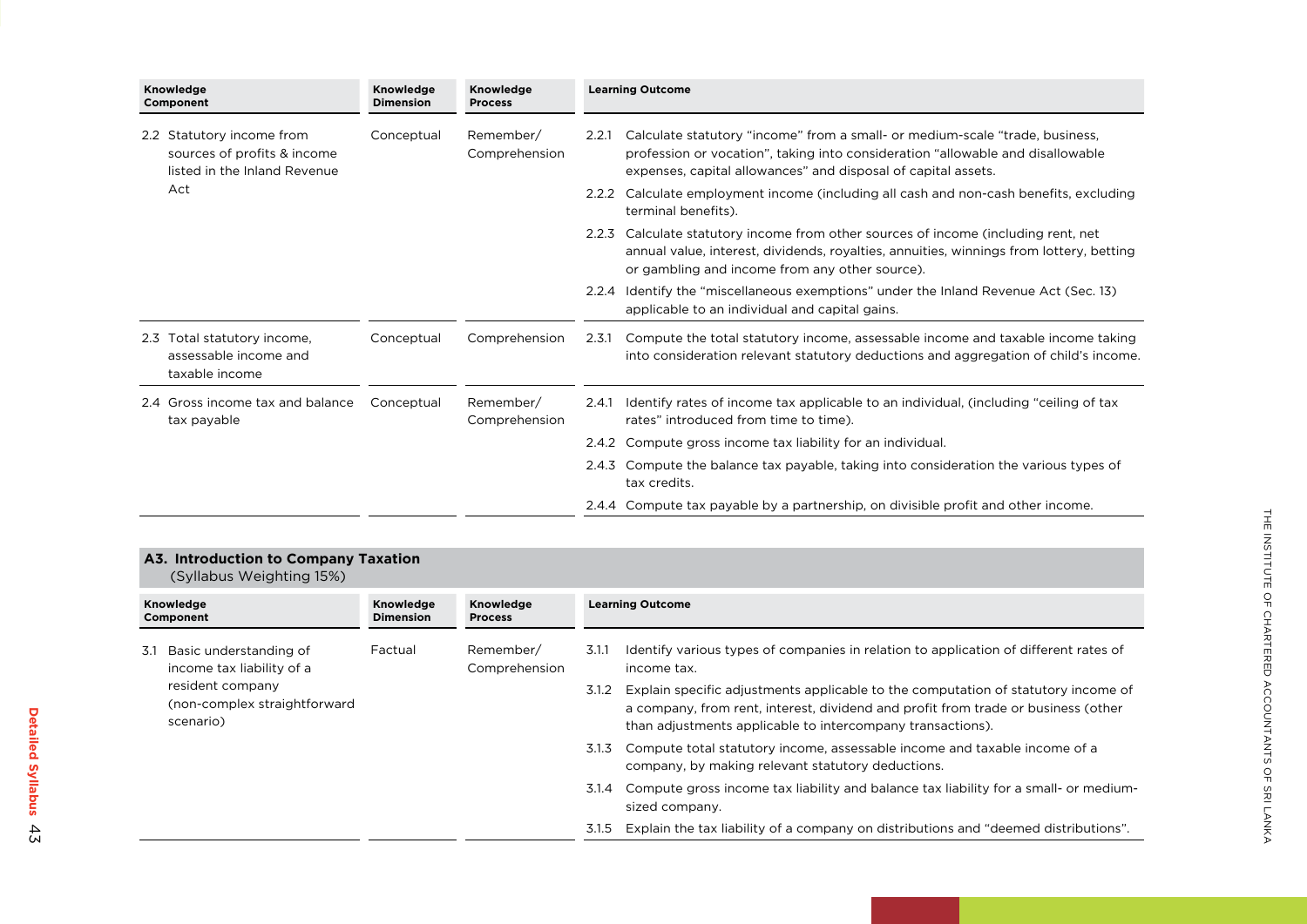| Knowledge Component | Knowledge Dimension | Knowledge Process | Learning Outcome |
|---|---|---|---|
| 2.2 Statutory income from sources of profits & income listed in the Inland Revenue Act | Conceptual | Remember/ Comprehension | 2.2.1 Calculate statutory "income" from a small- or medium-scale "trade, business, profession or vocation", taking into consideration "allowable and disallowable expenses, capital allowances" and disposal of capital assets. |
| | | | 2.2.2 Calculate employment income (including all cash and non-cash benefits, excluding terminal benefits). |
| | | | 2.2.3 Calculate statutory income from other sources of income (including rent, net annual value, interest, dividends, royalties, annuities, winnings from lottery, betting or gambling and income from any other source). |
| | | | 2.2.4 Identify the "miscellaneous exemptions" under the Inland Revenue Act (Sec. 13) applicable to an individual and capital gains. |
| 2.3 Total statutory income, assessable income and taxable income | Conceptual | Comprehension | 2.3.1 Compute the total statutory income, assessable income and taxable income taking into consideration relevant statutory deductions and aggregation of child's income. |
| 2.4 Gross income tax and balance tax payable | Conceptual | Remember/ Comprehension | 2.4.1 Identify rates of income tax applicable to an individual, (including "ceiling of tax rates" introduced from time to time). |
| | | | 2.4.2 Compute gross income tax liability for an individual. |
| | | | 2.4.3 Compute the balance tax payable, taking into consideration the various types of tax credits. |
| | | | 2.4.4 Compute tax payable by a partnership, on divisible profit and other income. |

## A3. Introduction to Company Taxation

(Syllabus Weighting 15%)

| Knowledge Component | Knowledge Dimension | Knowledge Process | Learning Outcome |
|---|---|---|---|
| 3.1 Basic understanding of income tax liability of a resident company (non-complex straightforward scenario) | Factual | Remember/ Comprehension | 3.1.1 Identify various types of companies in relation to application of different rates of income tax. |
| | | | 3.1.2 Explain specific adjustments applicable to the computation of statutory income of a company, from rent, interest, dividend and profit from trade or business (other than adjustments applicable to intercompany transactions). |
| | | | 3.1.3 Compute total statutory income, assessable income and taxable income of a company, by making relevant statutory deductions. |
| | | | 3.1.4 Compute gross income tax liability and balance tax liability for a small- or medium-sized company. |
| | | | 3.1.5 Explain the tax liability of a company on distributions and "deemed distributions". |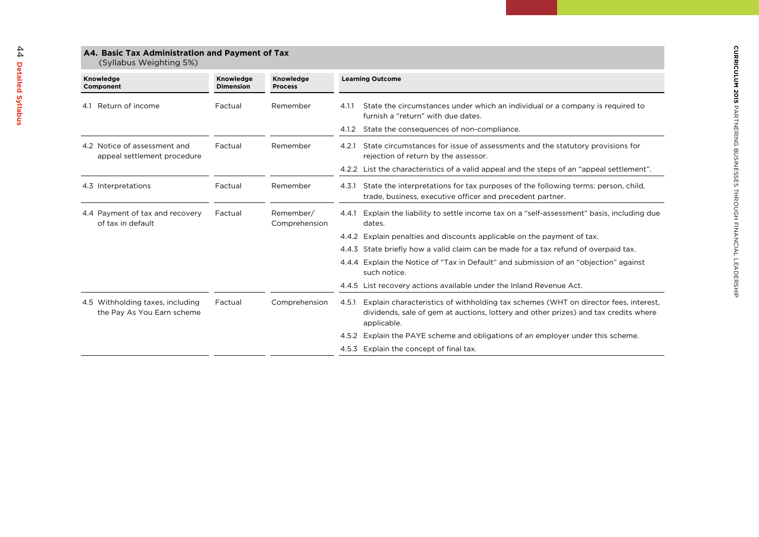## A4. Basic Tax Administration and Payment of Tax
(Syllabus Weighting 5%)

| Knowledge Component | Knowledge Dimension | Knowledge Process | Learning Outcome |
|---|---|---|---|
| 4.1 Return of income | Factual | Remember | 4.1.1 State the circumstances under which an individual or a company is required to furnish a "return" with due dates.<br>4.1.2 State the consequences of non-compliance. |
| 4.2 Notice of assessment and appeal settlement procedure | Factual | Remember | 4.2.1 State circumstances for issue of assessments and the statutory provisions for rejection of return by the assessor.<br>4.2.2 List the characteristics of a valid appeal and the steps of an "appeal settlement". |
| 4.3 Interpretations | Factual | Remember | 4.3.1 State the interpretations for tax purposes of the following terms: person, child, trade, business, executive officer and precedent partner. |
| 4.4 Payment of tax and recovery of tax in default | Factual | Remember/ Comprehension | 4.4.1 Explain the liability to settle income tax on a "self-assessment" basis, including due dates.<br>4.4.2 Explain penalties and discounts applicable on the payment of tax.<br>4.4.3 State briefly how a valid claim can be made for a tax refund of overpaid tax.<br>4.4.4 Explain the Notice of "Tax in Default" and submission of an "objection" against such notice.<br>4.4.5 List recovery actions available under the Inland Revenue Act. |
| 4.5 Withholding taxes, including the Pay As You Earn scheme | Factual | Comprehension | 4.5.1 Explain characteristics of withholding tax schemes (WHT on director fees, interest, dividends, sale of gem at auctions, lottery and other prizes) and tax credits where applicable.<br>4.5.2 Explain the PAYE scheme and obligations of an employer under this scheme.<br>4.5.3 Explain the concept of final tax. |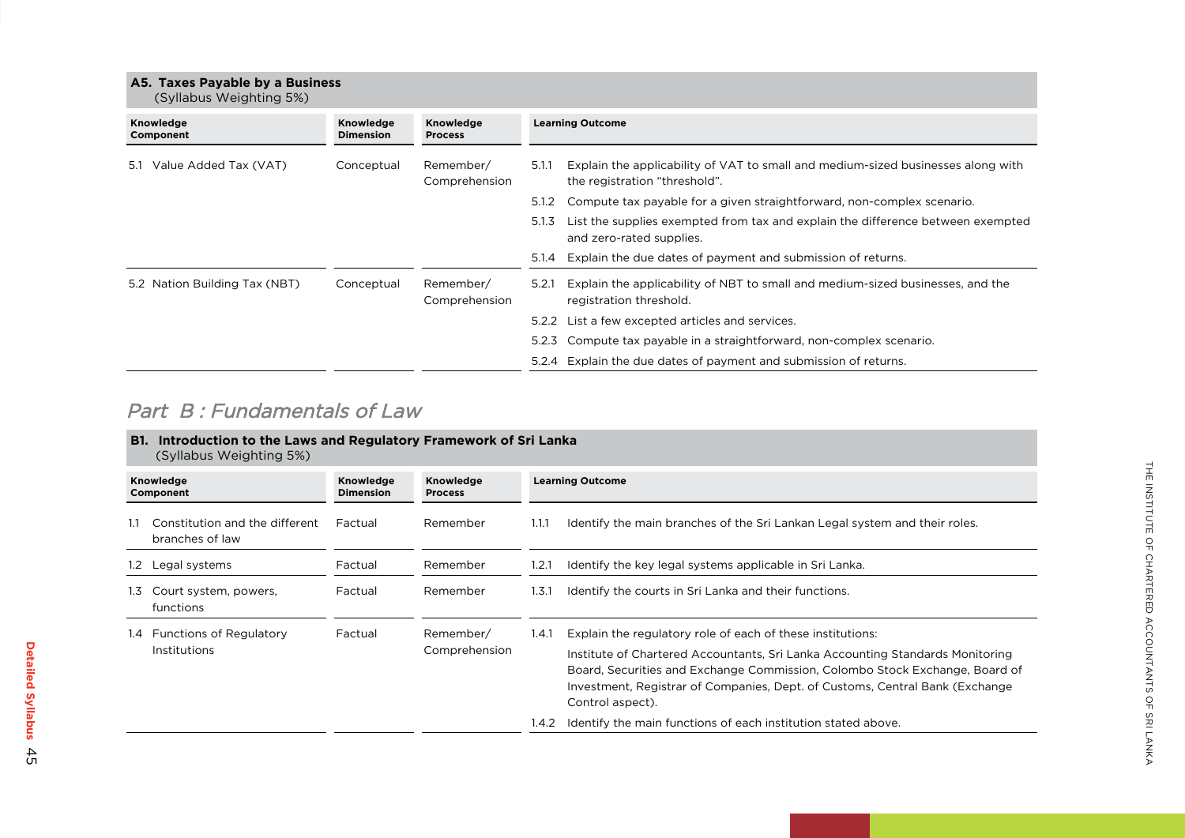### A5. Taxes Payable by a Business

(Syllabus Weighting 5%)

| Knowledge Component | Knowledge Dimension | Knowledge Process | Learning Outcome |
|---|---|---|---|
| 5.1 Value Added Tax (VAT) | Conceptual | Remember/ Comprehension | 5.1.1 Explain the applicability of VAT to small and medium-sized businesses along with the registration "threshold". |
| | | | 5.1.2 Compute tax payable for a given straightforward, non-complex scenario. |
| | | | 5.1.3 List the supplies exempted from tax and explain the difference between exempted and zero-rated supplies. |
| | | | 5.1.4 Explain the due dates of payment and submission of returns. |
| 5.2 Nation Building Tax (NBT) | Conceptual | Remember/ Comprehension | 5.2.1 Explain the applicability of NBT to small and medium-sized businesses, and the registration threshold. |
| | | | 5.2.2 List a few excepted articles and services. |
| | | | 5.2.3 Compute tax payable in a straightforward, non-complex scenario. |
| | | | 5.2.4 Explain the due dates of payment and submission of returns. |

## *Part B : Fundamentals of Law*

### B1. Introduction to the Laws and Regulatory Framework of Sri Lanka

(Syllabus Weighting 5%)

| Knowledge Component | Knowledge Dimension | Knowledge Process | Learning Outcome |
|---|---|---|---|
| 1.1 Constitution and the different branches of law | Factual | Remember | 1.1.1 Identify the main branches of the Sri Lankan Legal system and their roles. |
| 1.2 Legal systems | Factual | Remember | 1.2.1 Identify the key legal systems applicable in Sri Lanka. |
| 1.3 Court system, powers, functions | Factual | Remember | 1.3.1 Identify the courts in Sri Lanka and their functions. |
| 1.4 Functions of Regulatory Institutions | Factual | Remember/ Comprehension | 1.4.1 Explain the regulatory role of each of these institutions: Institute of Chartered Accountants, Sri Lanka Accounting Standards Monitoring Board, Securities and Exchange Commission, Colombo Stock Exchange, Board of Investment, Registrar of Companies, Dept. of Customs, Central Bank (Exchange Control aspect). |
| | | | 1.4.2 Identify the main functions of each institution stated above. |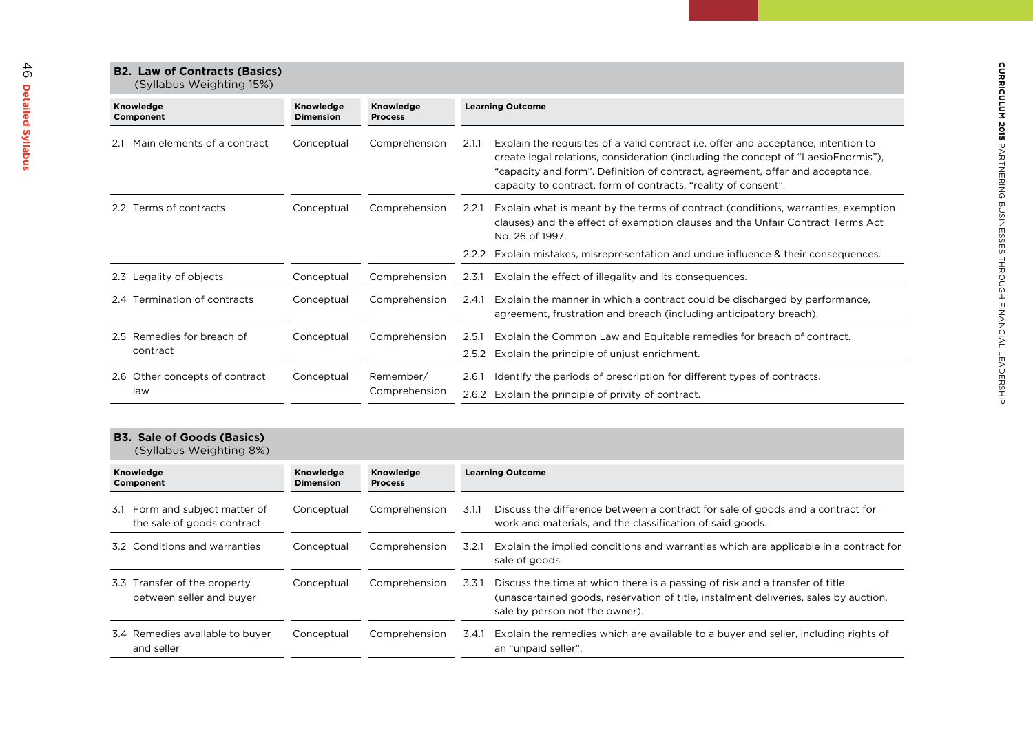## B2. Law of Contracts (Basics)

(Syllabus Weighting 15%)

| Knowledge Component | Knowledge Dimension | Knowledge Process | Learning Outcome |
| --- | --- | --- | --- |
| 2.1 Main elements of a contract | Conceptual | Comprehension | 2.1.1 Explain the requisites of a valid contract i.e. offer and acceptance, intention to create legal relations, consideration (including the concept of "LaesioEnormis"), "capacity and form". Definition of contract, agreement, offer and acceptance, capacity to contract, form of contracts, "reality of consent". |
| 2.2 Terms of contracts | Conceptual | Comprehension | 2.2.1 Explain what is meant by the terms of contract (conditions, warranties, exemption clauses) and the effect of exemption clauses and the Unfair Contract Terms Act No. 26 of 1997.<br>2.2.2 Explain mistakes, misrepresentation and undue influence & their consequences. |
| 2.3 Legality of objects | Conceptual | Comprehension | 2.3.1 Explain the effect of illegality and its consequences. |
| 2.4 Termination of contracts | Conceptual | Comprehension | 2.4.1 Explain the manner in which a contract could be discharged by performance, agreement, frustration and breach (including anticipatory breach). |
| 2.5 Remedies for breach of contract | Conceptual | Comprehension | 2.5.1 Explain the Common Law and Equitable remedies for breach of contract.<br>2.5.2 Explain the principle of unjust enrichment. |
| 2.6 Other concepts of contract law | Conceptual | Remember/ Comprehension | 2.6.1 Identify the periods of prescription for different types of contracts.<br>2.6.2 Explain the principle of privity of contract. |

## B3. Sale of Goods (Basics)

(Syllabus Weighting 8%)

| Knowledge Component | Knowledge Dimension | Knowledge Process | Learning Outcome |
| --- | --- | --- | --- |
| 3.1 Form and subject matter of the sale of goods contract | Conceptual | Comprehension | 3.1.1 Discuss the difference between a contract for sale of goods and a contract for work and materials, and the classification of said goods. |
| 3.2 Conditions and warranties | Conceptual | Comprehension | 3.2.1 Explain the implied conditions and warranties which are applicable in a contract for sale of goods. |
| 3.3 Transfer of the property between seller and buyer | Conceptual | Comprehension | 3.3.1 Discuss the time at which there is a passing of risk and a transfer of title (unascertained goods, reservation of title, instalment deliveries, sales by auction, sale by person not the owner). |
| 3.4 Remedies available to buyer and seller | Conceptual | Comprehension | 3.4.1 Explain the remedies which are available to a buyer and seller, including rights of an "unpaid seller". |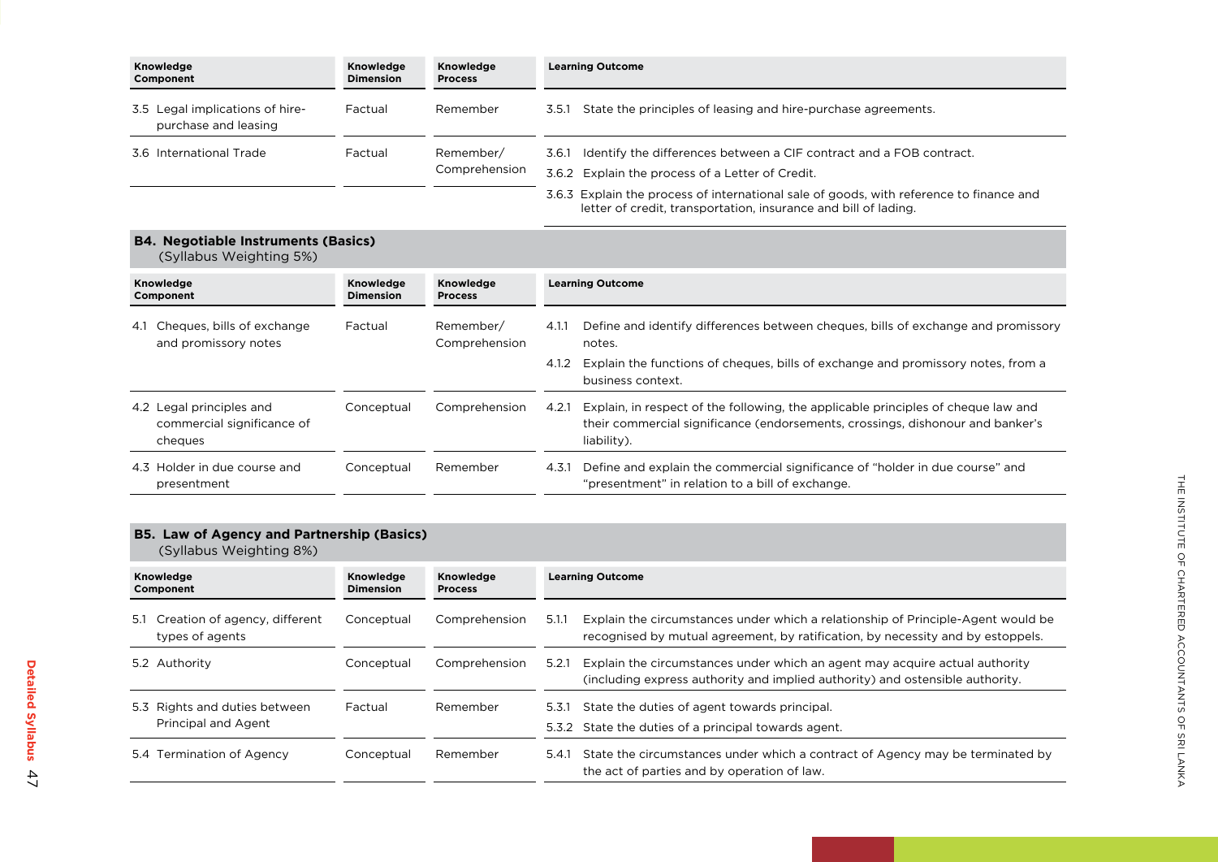| Knowledge Component | Knowledge Dimension | Knowledge Process | Learning Outcome |
|---|---|---|---|
| 3.5 Legal implications of hire-purchase and leasing | Factual | Remember | 3.5.1 State the principles of leasing and hire-purchase agreements. |
| 3.6 International Trade | Factual | Remember/ Comprehension | 3.6.1 Identify the differences between a CIF contract and a FOB contract.<br>3.6.2 Explain the process of a Letter of Credit.<br>3.6.3 Explain the process of international sale of goods, with reference to finance and letter of credit, transportation, insurance and bill of lading. |

## B4. Negotiable Instruments (Basics)

(Syllabus Weighting 5%)

| Knowledge Component | Knowledge Dimension | Knowledge Process | Learning Outcome |
|---|---|---|---|
| 4.1 Cheques, bills of exchange and promissory notes | Factual | Remember/ Comprehension | 4.1.1 Define and identify differences between cheques, bills of exchange and promissory notes.<br>4.1.2 Explain the functions of cheques, bills of exchange and promissory notes, from a business context. |
| 4.2 Legal principles and commercial significance of cheques | Conceptual | Comprehension | 4.2.1 Explain, in respect of the following, the applicable principles of cheque law and their commercial significance (endorsements, crossings, dishonour and banker's liability). |
| 4.3 Holder in due course and presentment | Conceptual | Remember | 4.3.1 Define and explain the commercial significance of "holder in due course" and "presentment" in relation to a bill of exchange. |

## B5. Law of Agency and Partnership (Basics)

(Syllabus Weighting 8%)

| Knowledge Component | Knowledge Dimension | Knowledge Process | Learning Outcome |
|---|---|---|---|
| 5.1 Creation of agency, different types of agents | Conceptual | Comprehension | 5.1.1 Explain the circumstances under which a relationship of Principle-Agent would be recognised by mutual agreement, by ratification, by necessity and by estoppels. |
| 5.2 Authority | Conceptual | Comprehension | 5.2.1 Explain the circumstances under which an agent may acquire actual authority (including express authority and implied authority) and ostensible authority. |
| 5.3 Rights and duties between Principal and Agent | Factual | Remember | 5.3.1 State the duties of agent towards principal.<br>5.3.2 State the duties of a principal towards agent. |
| 5.4 Termination of Agency | Conceptual | Remember | 5.4.1 State the circumstances under which a contract of Agency may be terminated by the act of parties and by operation of law. |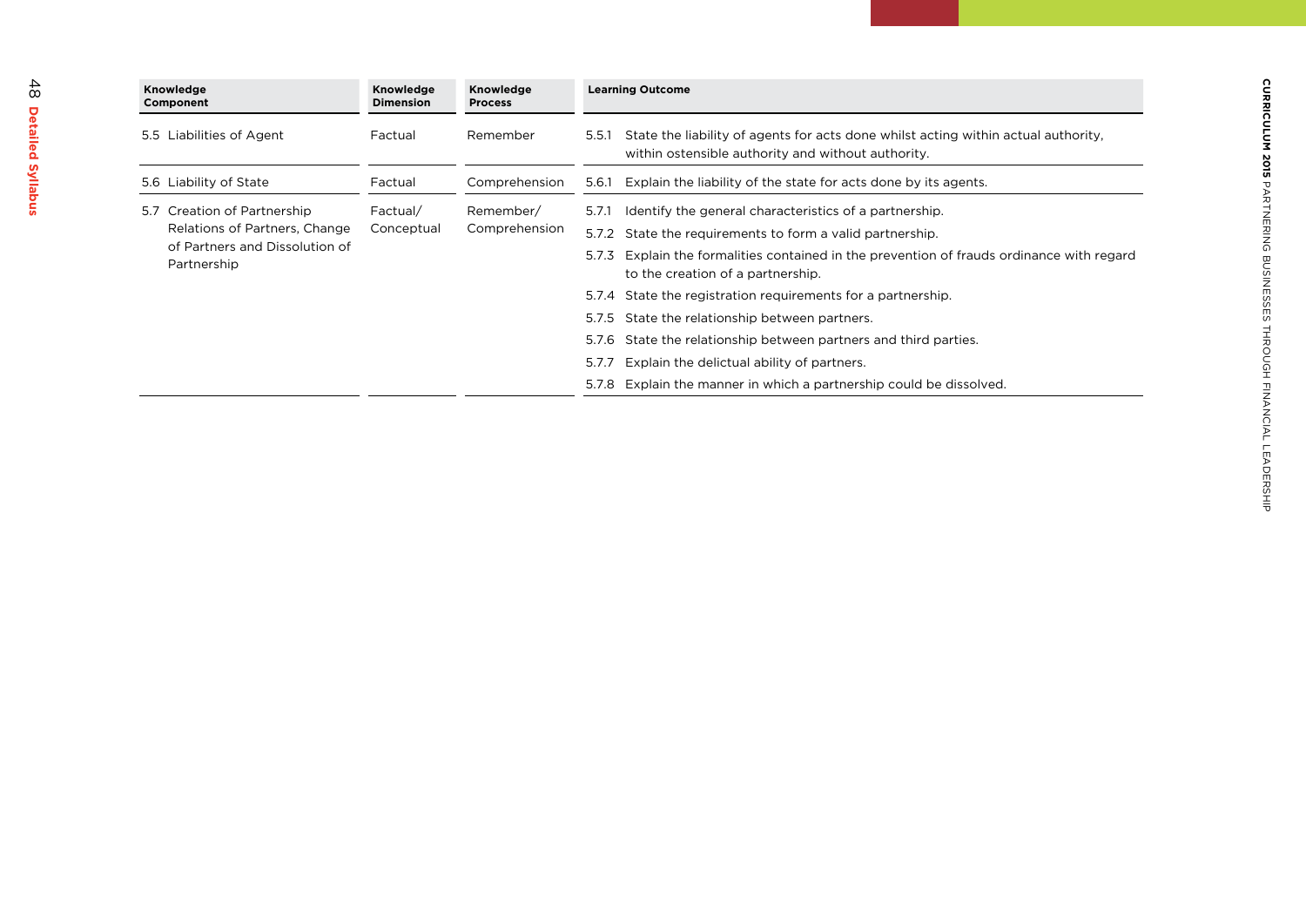| Knowledge Component | Knowledge Dimension | Knowledge Process | Learning Outcome |
|---|---|---|---|
| 5.5 Liabilities of Agent | Factual | Remember | 5.5.1 State the liability of agents for acts done whilst acting within actual authority, within ostensible authority and without authority. |
| 5.6 Liability of State | Factual | Comprehension | 5.6.1 Explain the liability of the state for acts done by its agents. |
| 5.7 Creation of Partnership Relations of Partners, Change of Partners and Dissolution of Partnership | Factual/ Conceptual | Remember/ Comprehension | 5.7.1 Identify the general characteristics of a partnership. |
| | | | 5.7.2 State the requirements to form a valid partnership. |
| | | | 5.7.3 Explain the formalities contained in the prevention of frauds ordinance with regard to the creation of a partnership. |
| | | | 5.7.4 State the registration requirements for a partnership. |
| | | | 5.7.5 State the relationship between partners. |
| | | | 5.7.6 State the relationship between partners and third parties. |
| | | | 5.7.7 Explain the delictual ability of partners. |
| | | | 5.7.8 Explain the manner in which a partnership could be dissolved. |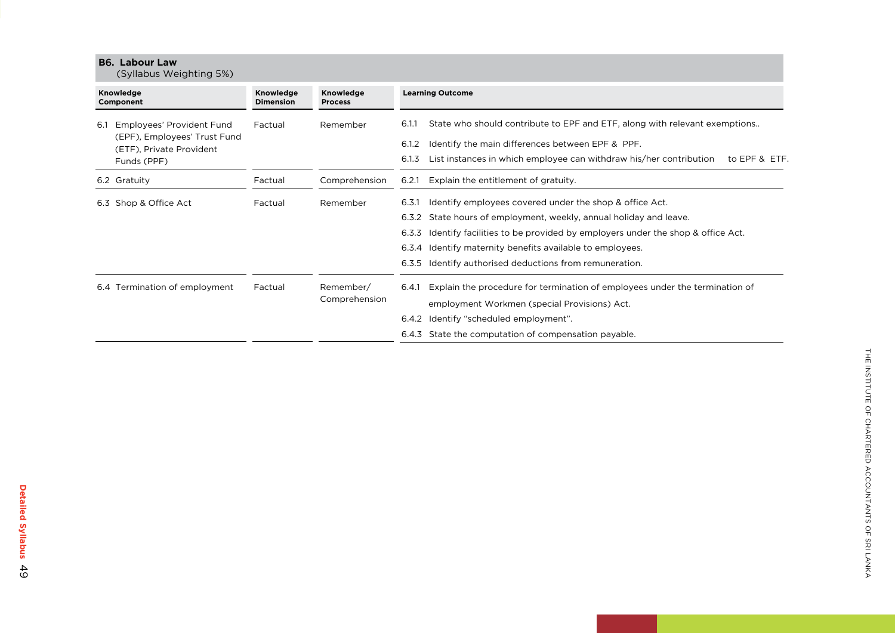## B6. Labour Law

(Syllabus Weighting 5%)

| Knowledge Component | Knowledge Dimension | Knowledge Process | Learning Outcome |
|---|---|---|---|
| 6.1 Employees' Provident Fund (EPF), Employees' Trust Fund (ETF), Private Provident Funds (PPF) | Factual | Remember | 6.1.1 State who should contribute to EPF and ETF, along with relevant exemptions..<br>6.1.2 Identify the main differences between EPF & PPF.<br>6.1.3 List instances in which employee can withdraw his/her contribution to EPF & ETF. |
| 6.2 Gratuity | Factual | Comprehension | 6.2.1 Explain the entitlement of gratuity. |
| 6.3 Shop & Office Act | Factual | Remember | 6.3.1 Identify employees covered under the shop & office Act.<br>6.3.2 State hours of employment, weekly, annual holiday and leave.<br>6.3.3 Identify facilities to be provided by employers under the shop & office Act.<br>6.3.4 Identify maternity benefits available to employees.<br>6.3.5 Identify authorised deductions from remuneration. |
| 6.4 Termination of employment | Factual | Remember/ Comprehension | 6.4.1 Explain the procedure for termination of employees under the termination of employment Workmen (special Provisions) Act.<br>6.4.2 Identify "scheduled employment".<br>6.4.3 State the computation of compensation payable. |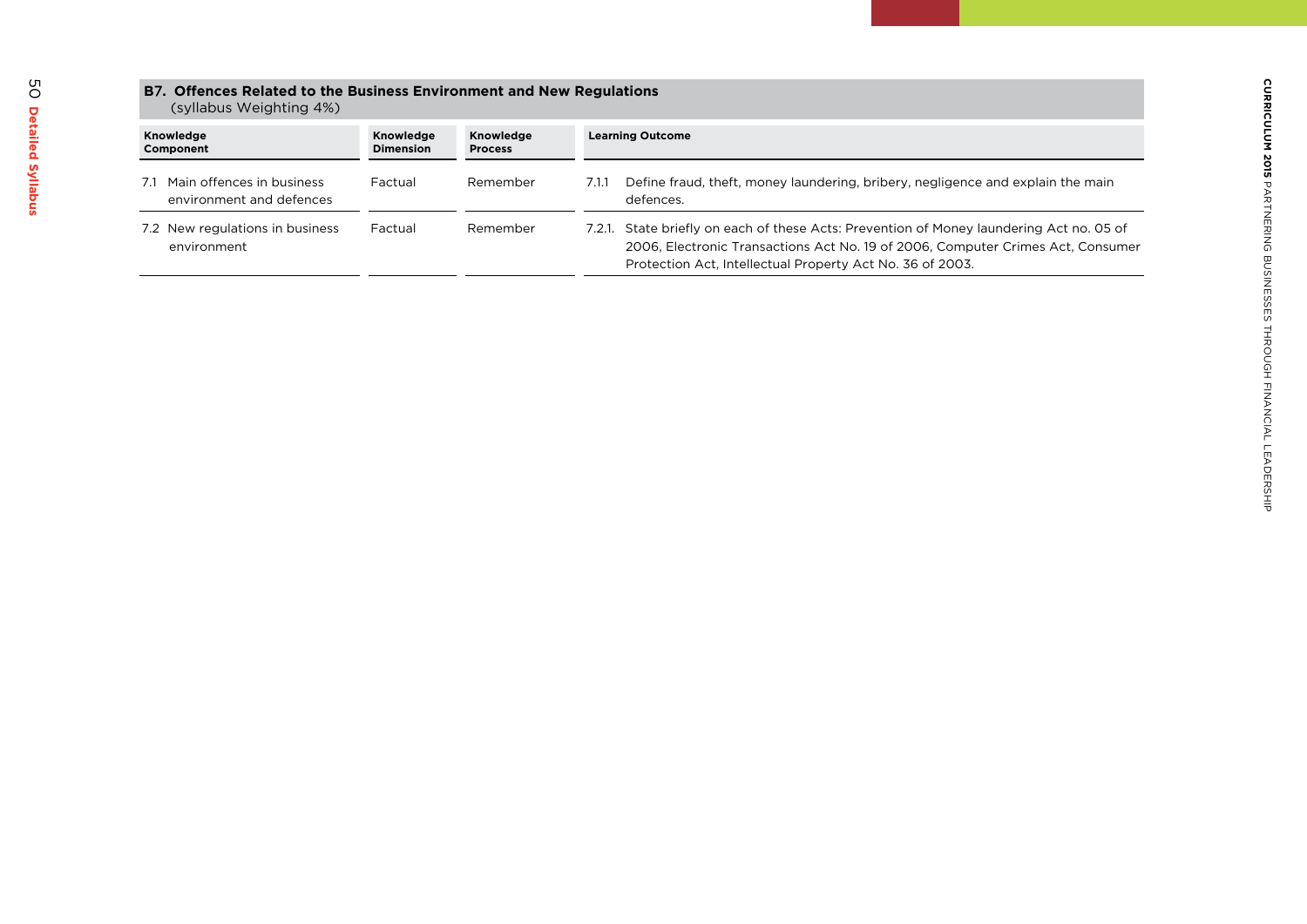## B7. Offences Related to the Business Environment and New Regulations

(syllabus Weighting 4%)

| Knowledge Component | Knowledge Dimension | Knowledge Process | Learning Outcome |
|---|---|---|---|
| 7.1 Main offences in business environment and defences | Factual | Remember | 7.1.1 Define fraud, theft, money laundering, bribery, negligence and explain the main defences. |
| 7.2 New regulations in business environment | Factual | Remember | 7.2.1. State briefly on each of these Acts: Prevention of Money laundering Act no. 05 of 2006, Electronic Transactions Act No. 19 of 2006, Computer Crimes Act, Consumer Protection Act, Intellectual Property Act No. 36 of 2003. |